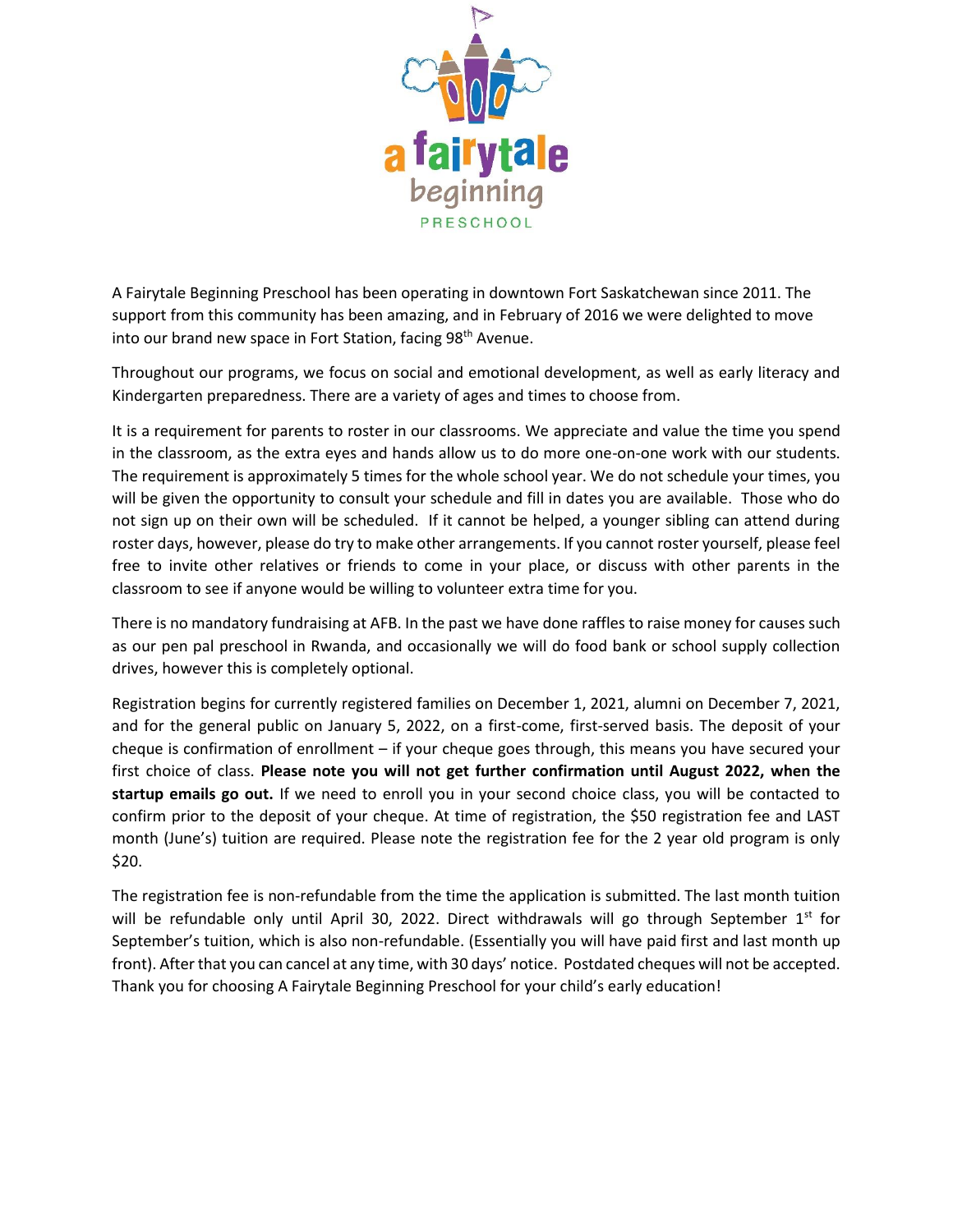# a fairytale beginning

PRESCHOOL

A Fairytale Beginning Preschool has been operating in downtown Fort Saskatchewan since 2011. The support from this community has been amazing, and in February of 2016 we were delighted to move into our brand new space in Fort Station, facing 98th Avenue.

Throughout our programs, we focus on social and emotional development, as well as early literacy and Kindergarten preparedness. There are a variety of ages and times to choose from.

It is a requirement for parents to roster in our classrooms. We appreciate and value the time you spend in the classroom, as the extra eyes and hands allow us to do more one-on-one work with our students. The requirement is approximately 5 times for the whole school year. We do not schedule your times, you will be given the opportunity to consult your schedule and fill in dates you are available. Those who do not sign up on their own will be scheduled. If it cannot be helped, a younger sibling can attend during roster days, however, please do try to make other arrangements. If you cannot roster yourself, please feel free to invite other relatives or friends to come in your place, or discuss with other parents in the classroom to see if anyone would be willing to volunteer extra time for you.

There is no mandatory fundraising at AFB. In the past we have done raffles to raise money for causes such as our pen pal preschool in Rwanda, and occasionally we will do food bank or school supply collection drives, however this is completely optional.

Registration begins for currently registered families on December 1, 2021, alumni on December 7, 2021, and for the general public on January 5, 2022, on a first-come, first-served basis. The deposit of your cheque is confirmation of enrollment – if your cheque goes through, this means you have secured your first choice of class. **Please note you will not get further confirmation until August 2022, when the startup emails go out.** If we need to enroll you in your second choice class, you will be contacted to confirm prior to the deposit of your cheque. At time of registration, the $50 registration fee and LAST month (June's) tuition are required. Please note the registration fee for the 2 year old program is only $20.

The registration fee is non-refundable from the time the application is submitted. The last month tuition will be refundable only until April 30, 2022. Direct withdrawals will go through September 1st for September's tuition, which is also non-refundable. (Essentially you will have paid first and last month up front). After that you can cancel at any time, with 30 days' notice. Postdated cheques will not be accepted. Thank you for choosing A Fairytale Beginning Preschool for your child's early education!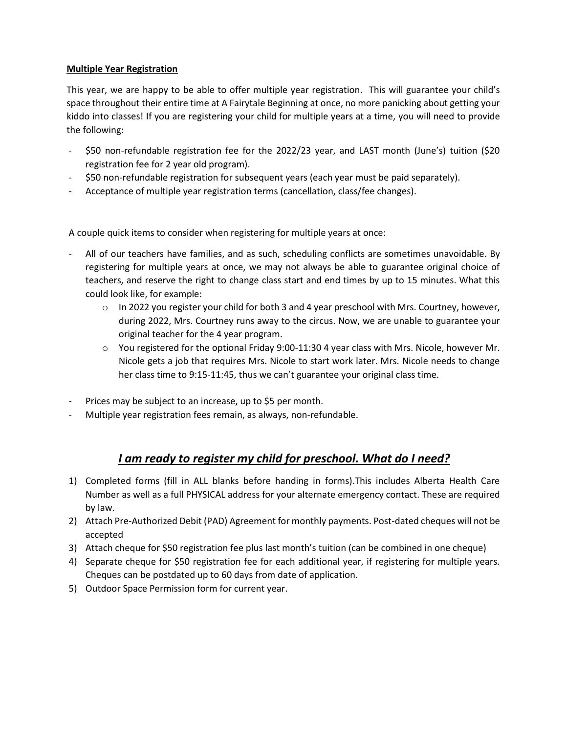**Multiple Year Registration**

This year, we are happy to be able to offer multiple year registration. This will guarantee your child's space throughout their entire time at A Fairytale Beginning at once, no more panicking about getting your kiddo into classes! If you are registering your child for multiple years at a time, you will need to provide the following:

- $50 non-refundable registration fee for the 2022/23 year, and LAST month (June's) tuition ($20 registration fee for 2 year old program).
- $50 non-refundable registration for subsequent years (each year must be paid separately).
- Acceptance of multiple year registration terms (cancellation, class/fee changes).

A couple quick items to consider when registering for multiple years at once:

- All of our teachers have families, and as such, scheduling conflicts are sometimes unavoidable. By registering for multiple years at once, we may not always be able to guarantee original choice of teachers, and reserve the right to change class start and end times by up to 15 minutes. What this could look like, for example:
    - In 2022 you register your child for both 3 and 4 year preschool with Mrs. Courtney, however, during 2022, Mrs. Courtney runs away to the circus. Now, we are unable to guarantee your original teacher for the 4 year program.
    - You registered for the optional Friday 9:00-11:30 4 year class with Mrs. Nicole, however Mr. Nicole gets a job that requires Mrs. Nicole to start work later. Mrs. Nicole needs to change her class time to 9:15-11:45, thus we can't guarantee your original class time.
- Prices may be subject to an increase, up to $5 per month.
- Multiple year registration fees remain, as always, non-refundable.

## ***I am ready to register my child for preschool. What do I need?***

1) Completed forms (fill in ALL blanks before handing in forms).This includes Alberta Health Care Number as well as a full PHYSICAL address for your alternate emergency contact. These are required by law.
2) Attach Pre-Authorized Debit (PAD) Agreement for monthly payments. Post-dated cheques will not be accepted
3) Attach cheque for $50 registration fee plus last month's tuition (can be combined in one cheque)
4) Separate cheque for $50 registration fee for each additional year, if registering for multiple years. Cheques can be postdated up to 60 days from date of application.
5) Outdoor Space Permission form for current year.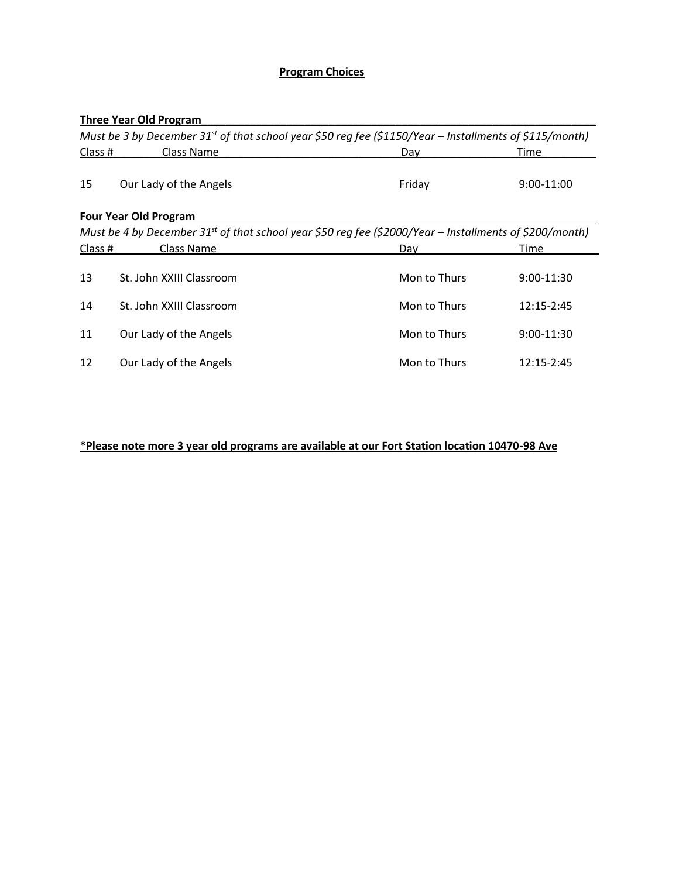# Program Choices

## Three Year Old Program

*Must be 3 by December 31st of that school year $50 reg fee ($1150/Year – Installments of $115/month)*

| Class # | Class Name | Day | Time |
|---|---|---|---|
| 15 | Our Lady of the Angels | Friday | 9:00-11:00 |

## Four Year Old Program

*Must be 4 by December 31st of that school year $50 reg fee ($2000/Year – Installments of $200/month)*

| Class # | Class Name | Day | Time |
|---|---|---|---|
| 13 | St. John XXIII Classroom | Mon to Thurs | 9:00-11:30 |
| 14 | St. John XXIII Classroom | Mon to Thurs | 12:15-2:45 |
| 11 | Our Lady of the Angels | Mon to Thurs | 9:00-11:30 |
| 12 | Our Lady of the Angels | Mon to Thurs | 12:15-2:45 |

**\*Please note more 3 year old programs are available at our Fort Station location 10470-98 Ave**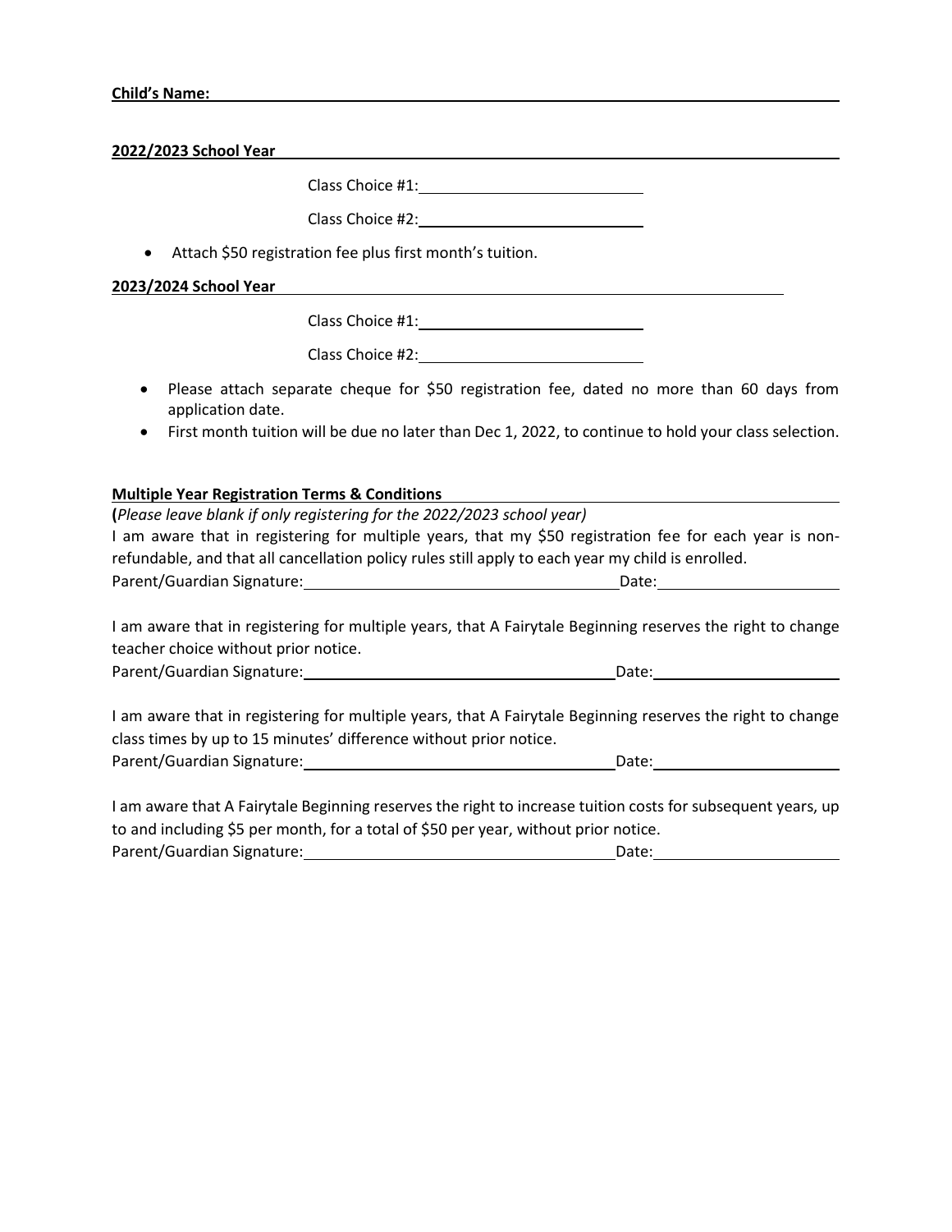**Child's Name:** ______________________________________________

**2022/2023 School Year**

Class Choice #1: ____________________

Class Choice #2: ____________________

- Attach $50 registration fee plus first month's tuition.

**2023/2024 School Year**

Class Choice #1: ____________________

Class Choice #2: ____________________

- Please attach separate cheque for $50 registration fee, dated no more than 60 days from application date.
- First month tuition will be due no later than Dec 1, 2022, to continue to hold your class selection.

**Multiple Year Registration Terms & Conditions**

**(***Please leave blank if only registering for the 2022/2023 school year)*

I am aware that in registering for multiple years, that my $50 registration fee for each year is non-refundable, and that all cancellation policy rules still apply to each year my child is enrolled.

Parent/Guardian Signature: ______________________________ Date: ________________

I am aware that in registering for multiple years, that A Fairytale Beginning reserves the right to change teacher choice without prior notice.

Parent/Guardian Signature: ______________________________ Date: ________________

I am aware that in registering for multiple years, that A Fairytale Beginning reserves the right to change class times by up to 15 minutes' difference without prior notice.

Parent/Guardian Signature: ______________________________ Date: ________________

I am aware that A Fairytale Beginning reserves the right to increase tuition costs for subsequent years, up to and including $5 per month, for a total of $50 per year, without prior notice.

Parent/Guardian Signature: ______________________________ Date: ________________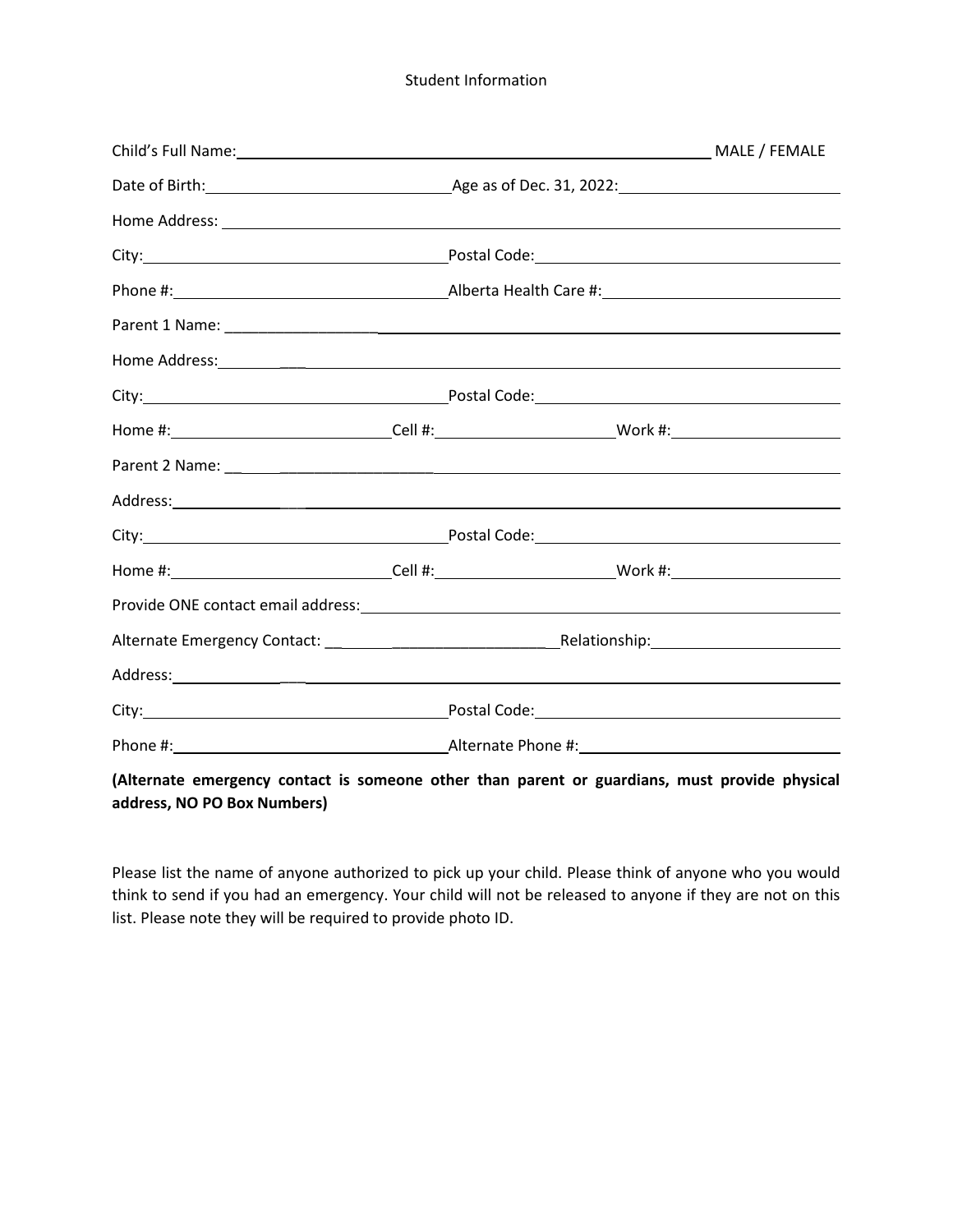Student Information

Child's Full Name: ______________________________________________ MALE / FEMALE

Date of Birth: ____________________ Age as of Dec. 31, 2022: ____________________

Home Address: ______________________________________________

City: ____________________ Postal Code: ____________________

Phone #: ____________________ Alberta Health Care #: ____________________

Parent 1 Name: ______________________________________________

Home Address: ______________________________________________

City: ____________________ Postal Code: ____________________

Home #: ______________ Cell #: ______________ Work #: ______________

Parent 2 Name: ______________________________________________

Address: ______________________________________________

City: ____________________ Postal Code: ____________________

Home #: ______________ Cell #: ______________ Work #: ______________

Provide ONE contact email address: ______________________________________________

Alternate Emergency Contact: ____________________ Relationship: ____________________

Address: ______________________________________________

City: ____________________ Postal Code: ____________________

Phone #: ____________________ Alternate Phone #: ____________________

**(Alternate emergency contact is someone other than parent or guardians, must provide physical address, NO PO Box Numbers)**

Please list the name of anyone authorized to pick up your child. Please think of anyone who you would think to send if you had an emergency. Your child will not be released to anyone if they are not on this list. Please note they will be required to provide photo ID.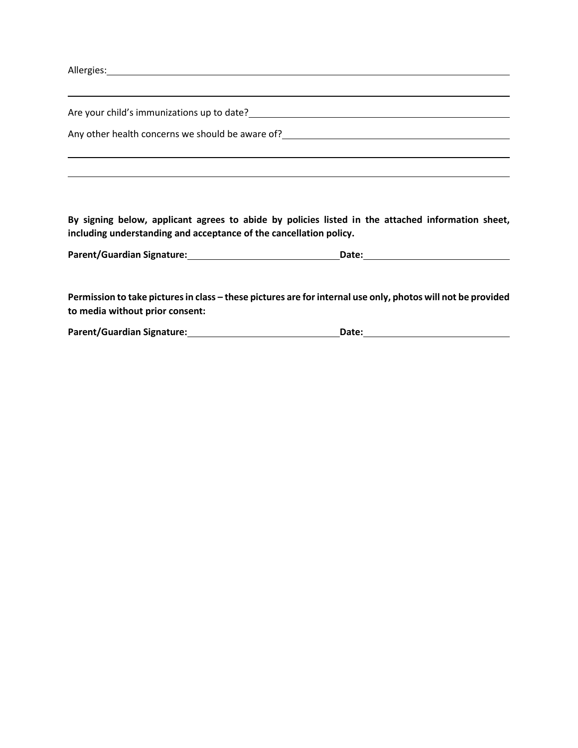Allergies: ____________________________________________________________________________

______________________________________________________________________________________

Are your child's immunizations up to date? ___________________________________________

Any other health concerns we should be aware of? _____________________________________

______________________________________________________________________________________

______________________________________________________________________________________

**By signing below, applicant agrees to abide by policies listed in the attached information sheet, including understanding and acceptance of the cancellation policy.**

**Parent/Guardian Signature:** ______________________________ **Date:** ______________________________

**Permission to take pictures in class – these pictures are for internal use only, photos will not be provided to media without prior consent:**

**Parent/Guardian Signature:** ______________________________ **Date:** ______________________________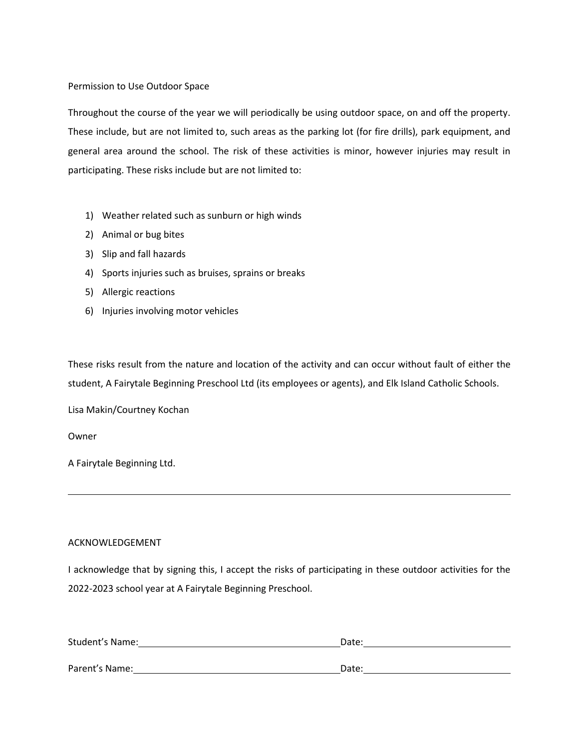## Permission to Use Outdoor Space

Throughout the course of the year we will periodically be using outdoor space, on and off the property. These include, but are not limited to, such areas as the parking lot (for fire drills), park equipment, and general area around the school. The risk of these activities is minor, however injuries may result in participating. These risks include but are not limited to:

1) Weather related such as sunburn or high winds
2) Animal or bug bites
3) Slip and fall hazards
4) Sports injuries such as bruises, sprains or breaks
5) Allergic reactions
6) Injuries involving motor vehicles

These risks result from the nature and location of the activity and can occur without fault of either the student, A Fairytale Beginning Preschool Ltd (its employees or agents), and Elk Island Catholic Schools.

Lisa Makin/Courtney Kochan

Owner

A Fairytale Beginning Ltd.

---

## ACKNOWLEDGEMENT

I acknowledge that by signing this, I accept the risks of participating in these outdoor activities for the 2022-2023 school year at A Fairytale Beginning Preschool.

Student's Name:\_\_\_\_\_\_\_\_\_\_\_\_\_\_\_\_\_\_\_\_\_\_\_\_ Date:\_\_\_\_\_\_\_\_\_\_\_\_\_\_\_\_

Parent's Name:\_\_\_\_\_\_\_\_\_\_\_\_\_\_\_\_\_\_\_\_\_\_\_\_ Date:\_\_\_\_\_\_\_\_\_\_\_\_\_\_\_\_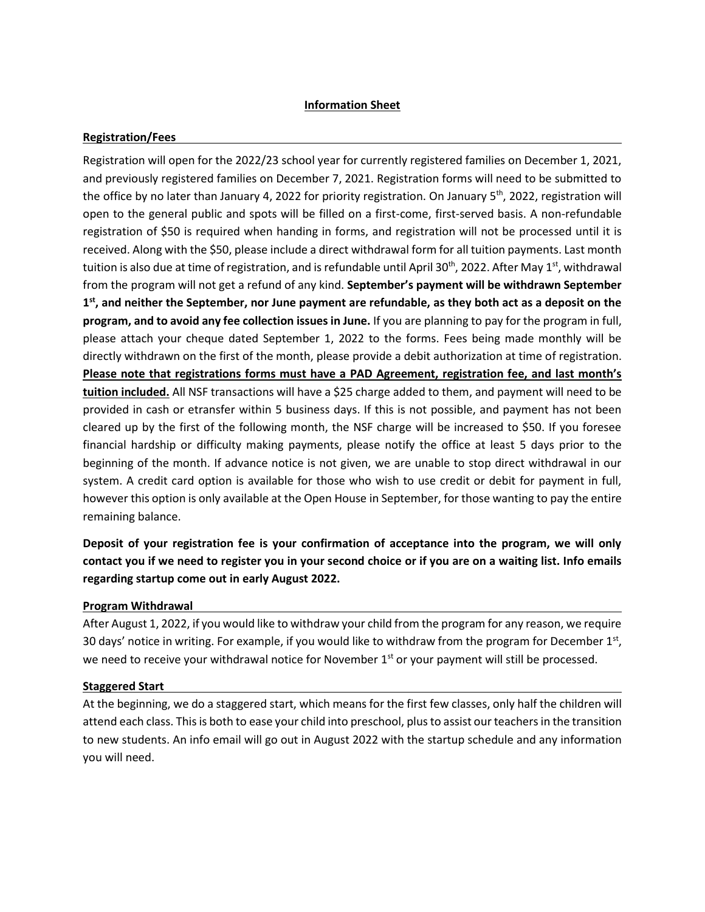# **Information Sheet**

## Registration/Fees

Registration will open for the 2022/23 school year for currently registered families on December 1, 2021, and previously registered families on December 7, 2021. Registration forms will need to be submitted to the office by no later than January 4, 2022 for priority registration. On January 5th, 2022, registration will open to the general public and spots will be filled on a first-come, first-served basis. A non-refundable registration of $50 is required when handing in forms, and registration will not be processed until it is received. Along with the $50, please include a direct withdrawal form for all tuition payments. Last month tuition is also due at time of registration, and is refundable until April 30th, 2022. After May 1st, withdrawal from the program will not get a refund of any kind. **September's payment will be withdrawn September 1st, and neither the September, nor June payment are refundable, as they both act as a deposit on the program, and to avoid any fee collection issues in June.** If you are planning to pay for the program in full, please attach your cheque dated September 1, 2022 to the forms. Fees being made monthly will be directly withdrawn on the first of the month, please provide a debit authorization at time of registration. **<u>Please note that registrations forms must have a PAD Agreement, registration fee, and last month's tuition included.</u>** All NSF transactions will have a $25 charge added to them, and payment will need to be provided in cash or etransfer within 5 business days. If this is not possible, and payment has not been cleared up by the first of the following month, the NSF charge will be increased to $50. If you foresee financial hardship or difficulty making payments, please notify the office at least 5 days prior to the beginning of the month. If advance notice is not given, we are unable to stop direct withdrawal in our system. A credit card option is available for those who wish to use credit or debit for payment in full, however this option is only available at the Open House in September, for those wanting to pay the entire remaining balance.

**Deposit of your registration fee is your confirmation of acceptance into the program, we will only contact you if we need to register you in your second choice or if you are on a waiting list. Info emails regarding startup come out in early August 2022.**

## Program Withdrawal

After August 1, 2022, if you would like to withdraw your child from the program for any reason, we require 30 days' notice in writing. For example, if you would like to withdraw from the program for December 1st, we need to receive your withdrawal notice for November 1st or your payment will still be processed.

## Staggered Start

At the beginning, we do a staggered start, which means for the first few classes, only half the children will attend each class. This is both to ease your child into preschool, plus to assist our teachers in the transition to new students. An info email will go out in August 2022 with the startup schedule and any information you will need.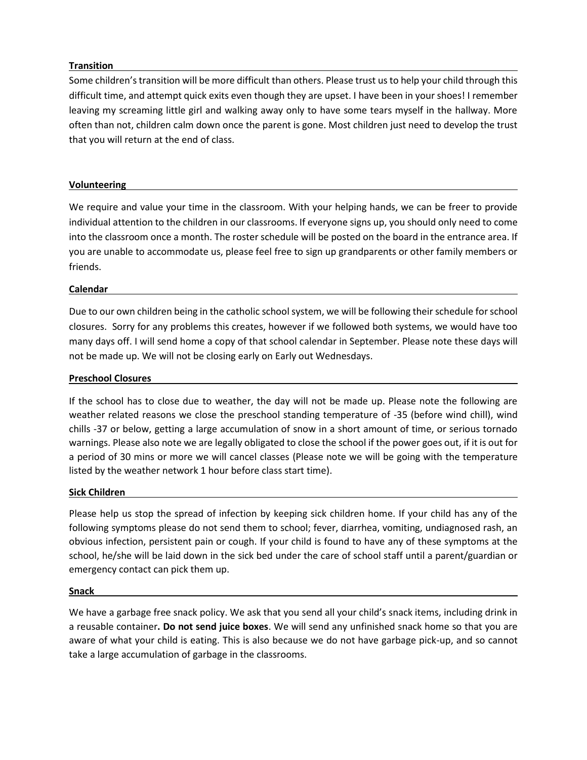**Transition**

Some children's transition will be more difficult than others. Please trust us to help your child through this difficult time, and attempt quick exits even though they are upset. I have been in your shoes! I remember leaving my screaming little girl and walking away only to have some tears myself in the hallway. More often than not, children calm down once the parent is gone. Most children just need to develop the trust that you will return at the end of class.

**Volunteering**

We require and value your time in the classroom. With your helping hands, we can be freer to provide individual attention to the children in our classrooms. If everyone signs up, you should only need to come into the classroom once a month. The roster schedule will be posted on the board in the entrance area. If you are unable to accommodate us, please feel free to sign up grandparents or other family members or friends.

**Calendar**

Due to our own children being in the catholic school system, we will be following their schedule for school closures. Sorry for any problems this creates, however if we followed both systems, we would have too many days off. I will send home a copy of that school calendar in September. Please note these days will not be made up. We will not be closing early on Early out Wednesdays.

**Preschool Closures**

If the school has to close due to weather, the day will not be made up. Please note the following are weather related reasons we close the preschool standing temperature of -35 (before wind chill), wind chills -37 or below, getting a large accumulation of snow in a short amount of time, or serious tornado warnings. Please also note we are legally obligated to close the school if the power goes out, if it is out for a period of 30 mins or more we will cancel classes (Please note we will be going with the temperature listed by the weather network 1 hour before class start time).

**Sick Children**

Please help us stop the spread of infection by keeping sick children home. If your child has any of the following symptoms please do not send them to school; fever, diarrhea, vomiting, undiagnosed rash, an obvious infection, persistent pain or cough. If your child is found to have any of these symptoms at the school, he/she will be laid down in the sick bed under the care of school staff until a parent/guardian or emergency contact can pick them up.

**Snack**

We have a garbage free snack policy. We ask that you send all your child's snack items, including drink in a reusable container**. Do not send juice boxes**. We will send any unfinished snack home so that you are aware of what your child is eating. This is also because we do not have garbage pick-up, and so cannot take a large accumulation of garbage in the classrooms.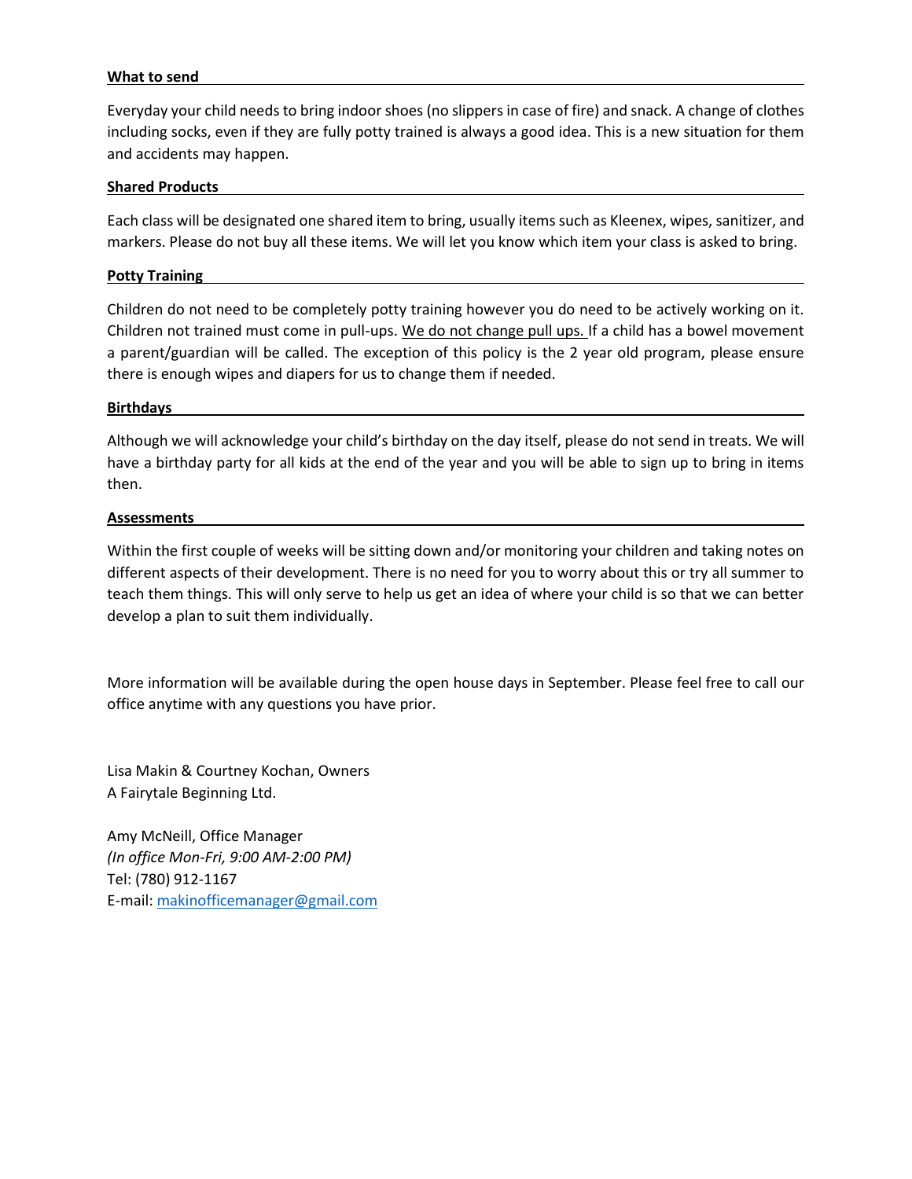### What to send

Everyday your child needs to bring indoor shoes (no slippers in case of fire) and snack. A change of clothes including socks, even if they are fully potty trained is always a good idea. This is a new situation for them and accidents may happen.

### Shared Products

Each class will be designated one shared item to bring, usually items such as Kleenex, wipes, sanitizer, and markers. Please do not buy all these items. We will let you know which item your class is asked to bring.

### Potty Training

Children do not need to be completely potty training however you do need to be actively working on it. Children not trained must come in pull-ups. <u>We do not change pull ups.</u> If a child has a bowel movement a parent/guardian will be called. The exception of this policy is the 2 year old program, please ensure there is enough wipes and diapers for us to change them if needed.

### Birthdays

Although we will acknowledge your child's birthday on the day itself, please do not send in treats. We will have a birthday party for all kids at the end of the year and you will be able to sign up to bring in items then.

### Assessments

Within the first couple of weeks will be sitting down and/or monitoring your children and taking notes on different aspects of their development. There is no need for you to worry about this or try all summer to teach them things. This will only serve to help us get an idea of where your child is so that we can better develop a plan to suit them individually.

More information will be available during the open house days in September. Please feel free to call our office anytime with any questions you have prior.

Lisa Makin & Courtney Kochan, Owners
A Fairytale Beginning Ltd.

Amy McNeill, Office Manager
*(In office Mon-Fri, 9:00 AM-2:00 PM)*
Tel: (780) 912-1167
E-mail: makinofficemanager@gmail.com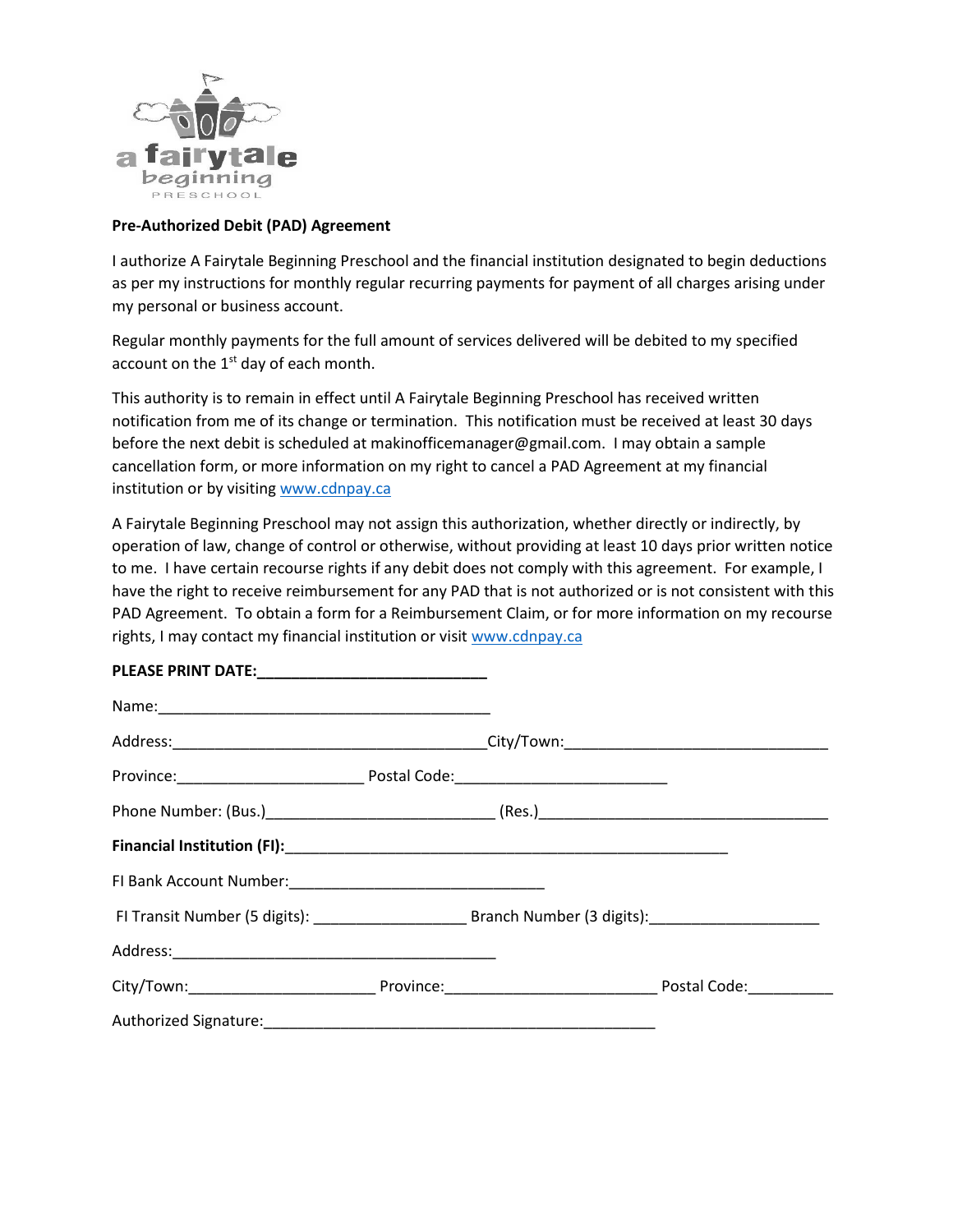a fairytale beginning PRESCHOOL

**Pre-Authorized Debit (PAD) Agreement**

I authorize A Fairytale Beginning Preschool and the financial institution designated to begin deductions as per my instructions for monthly regular recurring payments for payment of all charges arising under my personal or business account.

Regular monthly payments for the full amount of services delivered will be debited to my specified account on the 1st day of each month.

This authority is to remain in effect until A Fairytale Beginning Preschool has received written notification from me of its change or termination. This notification must be received at least 30 days before the next debit is scheduled at makinofficemanager@gmail.com. I may obtain a sample cancellation form, or more information on my right to cancel a PAD Agreement at my financial institution or by visiting www.cdnpay.ca

A Fairytale Beginning Preschool may not assign this authorization, whether directly or indirectly, by operation of law, change of control or otherwise, without providing at least 10 days prior written notice to me. I have certain recourse rights if any debit does not comply with this agreement. For example, I have the right to receive reimbursement for any PAD that is not authorized or is not consistent with this PAD Agreement. To obtain a form for a Reimbursement Claim, or for more information on my recourse rights, I may contact my financial institution or visit www.cdnpay.ca

**PLEASE PRINT DATE:**___________________________

Name:________________________________________

Address:_____________________________________City/Town:_______________________________

Province:______________________ Postal Code:_________________________

Phone Number: (Bus.)__________________________ (Res.)__________________________________

**Financial Institution (FI):**_____________________________________________________

FI Bank Account Number:______________________________

FI Transit Number (5 digits): __________________ Branch Number (3 digits):____________________

Address:______________________________________

City/Town:______________________ Province:_________________________ Postal Code:__________

Authorized Signature:_______________________________________________